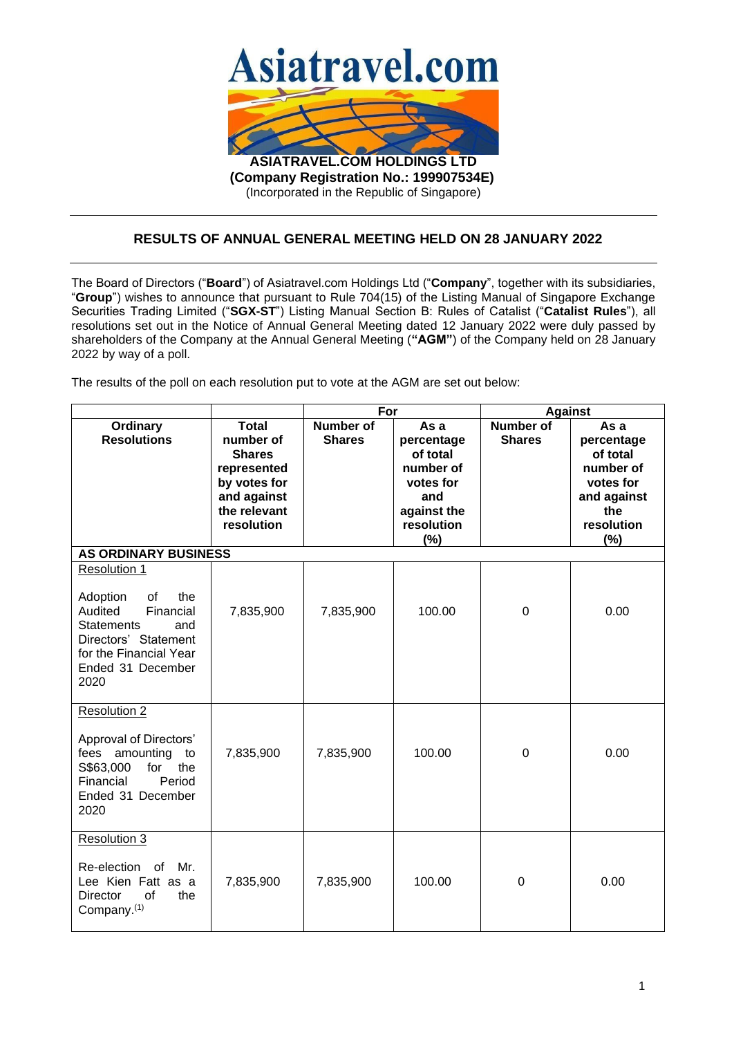**ASIATRAVEL.COM HOLDINGS LTD**
**(Company Registration No.: 199907534E)**
(Incorporated in the Republic of Singapore)

## RESULTS OF ANNUAL GENERAL MEETING HELD ON 28 JANUARY 2022

The Board of Directors ("**Board**") of Asiatravel.com Holdings Ltd ("**Company**", together with its subsidiaries, "**Group**") wishes to announce that pursuant to Rule 704(15) of the Listing Manual of Singapore Exchange Securities Trading Limited ("**SGX-ST**") Listing Manual Section B: Rules of Catalist ("**Catalist Rules**"), all resolutions set out in the Notice of Annual General Meeting dated 12 January 2022 were duly passed by shareholders of the Company at the Annual General Meeting (**"AGM"**) of the Company held on 28 January 2022 by way of a poll.

The results of the poll on each resolution put to vote at the AGM are set out below:

| | | For | | Against | |
|---|---|---|---|---|---|
| **Ordinary Resolutions** | **Total number of Shares represented by votes for and against the relevant resolution** | **Number of Shares** | **As a percentage of total number of votes for and against the resolution (%)** | **Number of Shares** | **As a percentage of total number of votes for and against the resolution (%)** |
| **AS ORDINARY BUSINESS** | | | | | |
| Resolution 1<br><br>Adoption of the Audited Financial Statements and Directors' Statement for the Financial Year Ended 31 December 2020 | 7,835,900 | 7,835,900 | 100.00 | 0 | 0.00 |
| Resolution 2<br><br>Approval of Directors' fees amounting to S$63,000 for the Financial Period Ended 31 December 2020 | 7,835,900 | 7,835,900 | 100.00 | 0 | 0.00 |
| Resolution 3<br><br>Re-election of Mr. Lee Kien Fatt as a Director of the Company.(1) | 7,835,900 | 7,835,900 | 100.00 | 0 | 0.00 |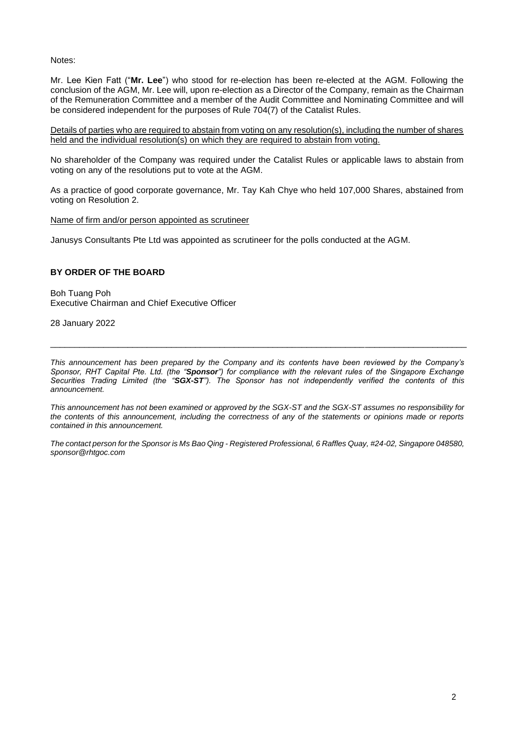Notes:

Mr. Lee Kien Fatt ("**Mr. Lee**") who stood for re-election has been re-elected at the AGM. Following the conclusion of the AGM, Mr. Lee will, upon re-election as a Director of the Company, remain as the Chairman of the Remuneration Committee and a member of the Audit Committee and Nominating Committee and will be considered independent for the purposes of Rule 704(7) of the Catalist Rules.

Details of parties who are required to abstain from voting on any resolution(s), including the number of shares held and the individual resolution(s) on which they are required to abstain from voting.

No shareholder of the Company was required under the Catalist Rules or applicable laws to abstain from voting on any of the resolutions put to vote at the AGM.

As a practice of good corporate governance, Mr. Tay Kah Chye who held 107,000 Shares, abstained from voting on Resolution 2.

Name of firm and/or person appointed as scrutineer

Janusys Consultants Pte Ltd was appointed as scrutineer for the polls conducted at the AGM.

**BY ORDER OF THE BOARD**

Boh Tuang Poh
Executive Chairman and Chief Executive Officer

28 January 2022

---

*This announcement has been prepared by the Company and its contents have been reviewed by the Company's Sponsor, RHT Capital Pte. Ltd. (the "**Sponsor**") for compliance with the relevant rules of the Singapore Exchange Securities Trading Limited (the "**SGX-ST**"). The Sponsor has not independently verified the contents of this announcement.*

*This announcement has not been examined or approved by the SGX-ST and the SGX-ST assumes no responsibility for the contents of this announcement, including the correctness of any of the statements or opinions made or reports contained in this announcement.*

*The contact person for the Sponsor is Ms Bao Qing - Registered Professional, 6 Raffles Quay, #24-02, Singapore 048580, sponsor@rhtgoc.com*